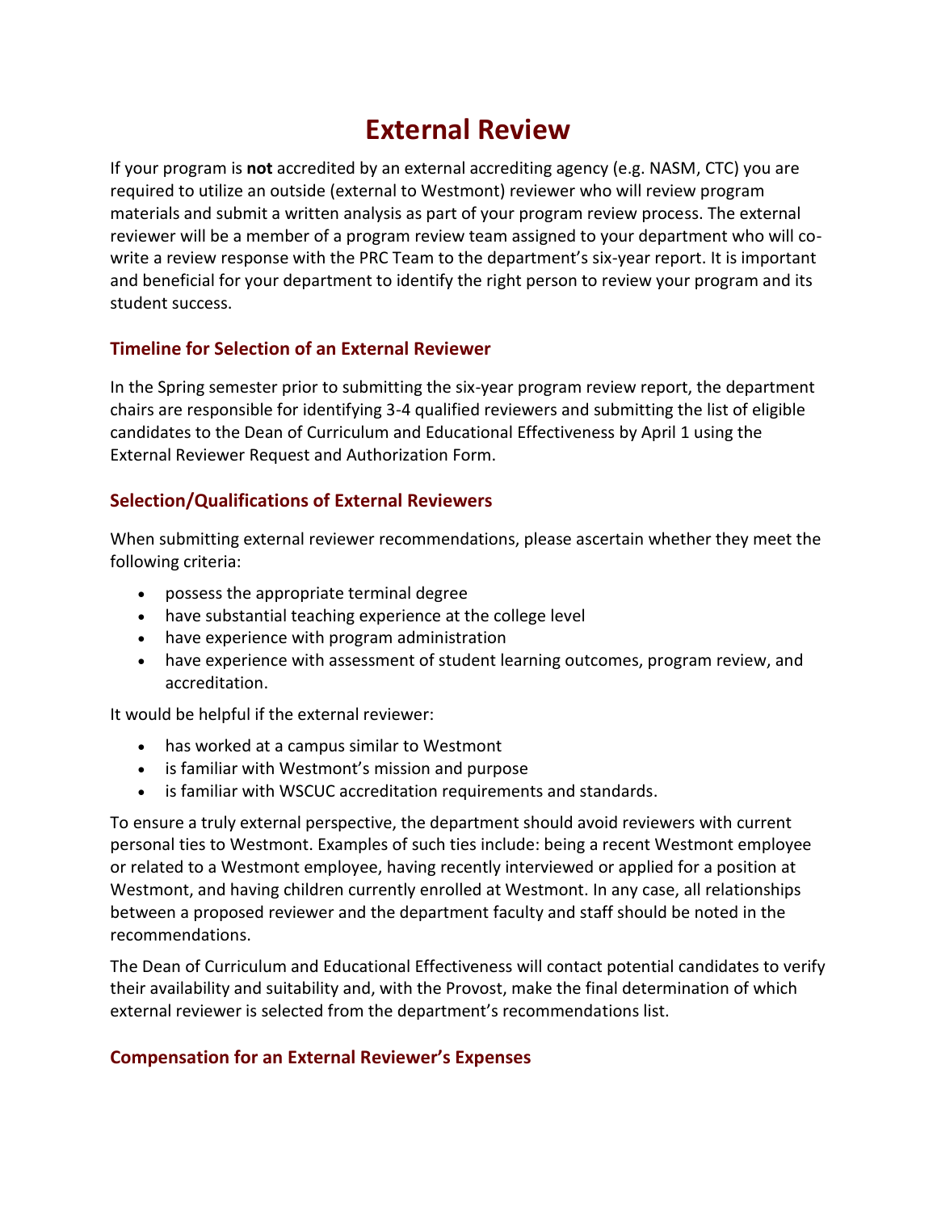# External Review

If your program is **not** accredited by an external accrediting agency (e.g. NASM, CTC) you are required to utilize an outside (external to Westmont) reviewer who will review program materials and submit a written analysis as part of your program review process. The external reviewer will be a member of a program review team assigned to your department who will co-write a review response with the PRC Team to the department's six-year report. It is important and beneficial for your department to identify the right person to review your program and its student success.

## Timeline for Selection of an External Reviewer

In the Spring semester prior to submitting the six-year program review report, the department chairs are responsible for identifying 3-4 qualified reviewers and submitting the list of eligible candidates to the Dean of Curriculum and Educational Effectiveness by April 1 using the External Reviewer Request and Authorization Form.

## Selection/Qualifications of External Reviewers

When submitting external reviewer recommendations, please ascertain whether they meet the following criteria:

- possess the appropriate terminal degree
- have substantial teaching experience at the college level
- have experience with program administration
- have experience with assessment of student learning outcomes, program review, and accreditation.

It would be helpful if the external reviewer:

- has worked at a campus similar to Westmont
- is familiar with Westmont's mission and purpose
- is familiar with WSCUC accreditation requirements and standards.

To ensure a truly external perspective, the department should avoid reviewers with current personal ties to Westmont. Examples of such ties include: being a recent Westmont employee or related to a Westmont employee, having recently interviewed or applied for a position at Westmont, and having children currently enrolled at Westmont. In any case, all relationships between a proposed reviewer and the department faculty and staff should be noted in the recommendations.

The Dean of Curriculum and Educational Effectiveness will contact potential candidates to verify their availability and suitability and, with the Provost, make the final determination of which external reviewer is selected from the department's recommendations list.

## Compensation for an External Reviewer's Expenses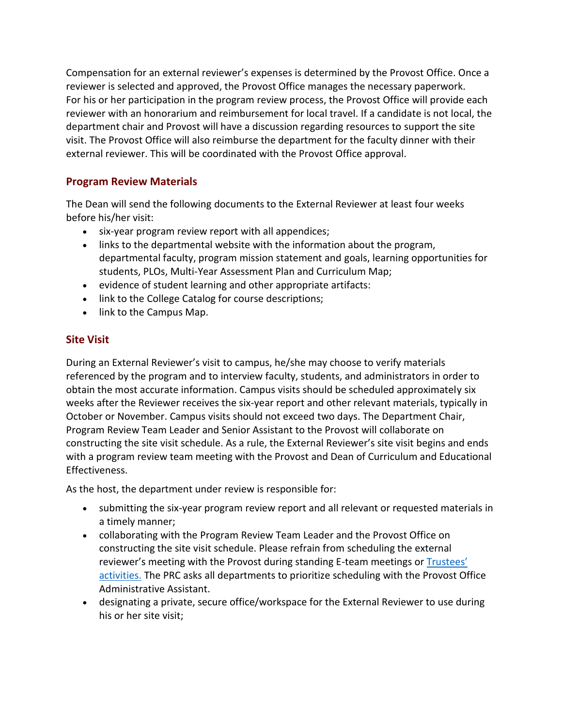Compensation for an external reviewer's expenses is determined by the Provost Office. Once a reviewer is selected and approved, the Provost Office manages the necessary paperwork. For his or her participation in the program review process, the Provost Office will provide each reviewer with an honorarium and reimbursement for local travel. If a candidate is not local, the department chair and Provost will have a discussion regarding resources to support the site visit. The Provost Office will also reimburse the department for the faculty dinner with their external reviewer. This will be coordinated with the Provost Office approval.

## Program Review Materials

The Dean will send the following documents to the External Reviewer at least four weeks before his/her visit:

- six-year program review report with all appendices;
- links to the departmental website with the information about the program, departmental faculty, program mission statement and goals, learning opportunities for students, PLOs, Multi-Year Assessment Plan and Curriculum Map;
- evidence of student learning and other appropriate artifacts:
- link to the College Catalog for course descriptions;
- link to the Campus Map.

## Site Visit

During an External Reviewer's visit to campus, he/she may choose to verify materials referenced by the program and to interview faculty, students, and administrators in order to obtain the most accurate information. Campus visits should be scheduled approximately six weeks after the Reviewer receives the six-year report and other relevant materials, typically in October or November. Campus visits should not exceed two days. The Department Chair, Program Review Team Leader and Senior Assistant to the Provost will collaborate on constructing the site visit schedule. As a rule, the External Reviewer's site visit begins and ends with a program review team meeting with the Provost and Dean of Curriculum and Educational Effectiveness.

As the host, the department under review is responsible for:

- submitting the six-year program review report and all relevant or requested materials in a timely manner;
- collaborating with the Program Review Team Leader and the Provost Office on constructing the site visit schedule. Please refrain from scheduling the external reviewer's meeting with the Provost during standing E-team meetings or [Trustees' activities.](#) The PRC asks all departments to prioritize scheduling with the Provost Office Administrative Assistant.
- designating a private, secure office/workspace for the External Reviewer to use during his or her site visit;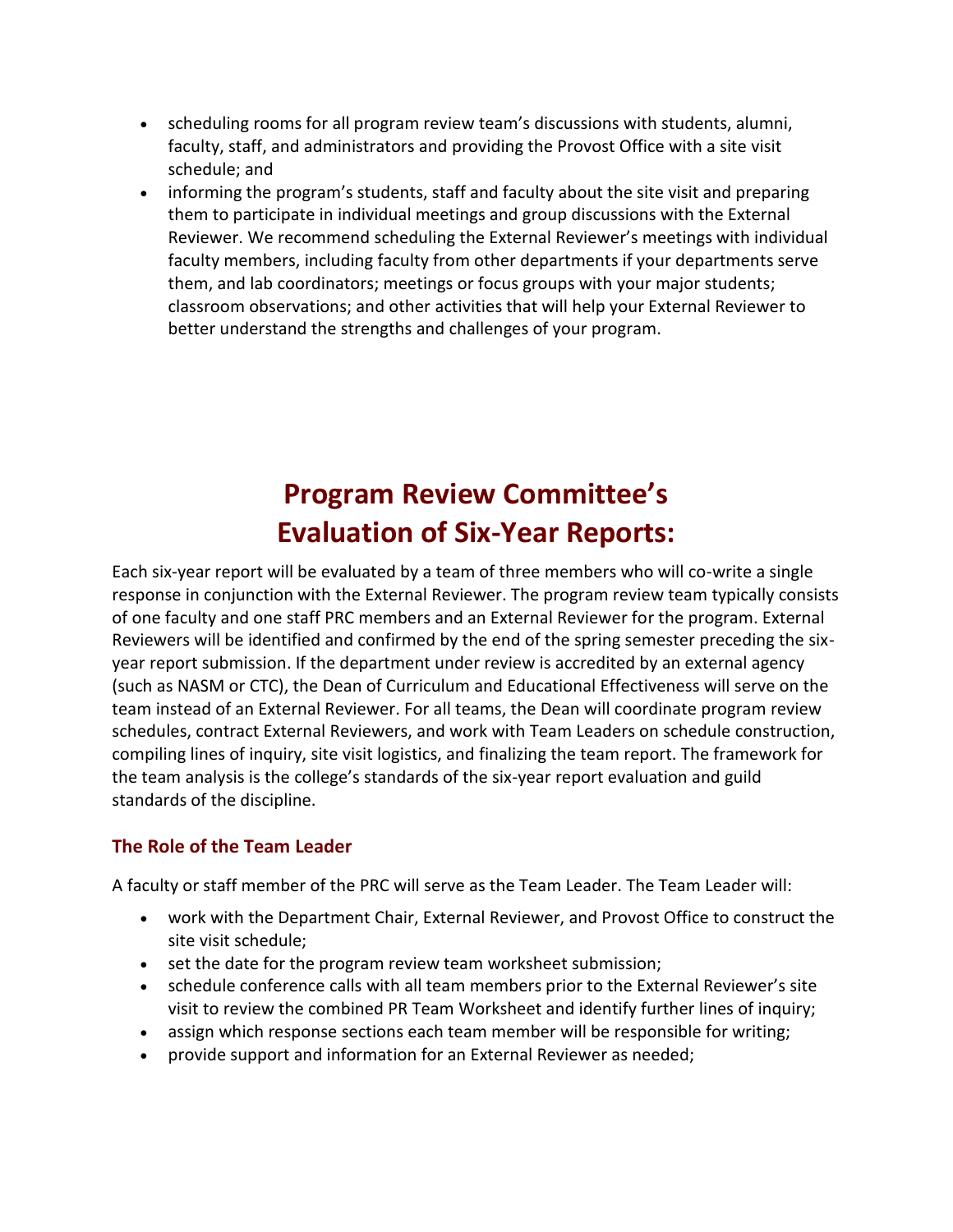- scheduling rooms for all program review team's discussions with students, alumni, faculty, staff, and administrators and providing the Provost Office with a site visit schedule; and
- informing the program's students, staff and faculty about the site visit and preparing them to participate in individual meetings and group discussions with the External Reviewer. We recommend scheduling the External Reviewer's meetings with individual faculty members, including faculty from other departments if your departments serve them, and lab coordinators; meetings or focus groups with your major students; classroom observations; and other activities that will help your External Reviewer to better understand the strengths and challenges of your program.

# Program Review Committee's Evaluation of Six-Year Reports:

Each six-year report will be evaluated by a team of three members who will co-write a single response in conjunction with the External Reviewer. The program review team typically consists of one faculty and one staff PRC members and an External Reviewer for the program. External Reviewers will be identified and confirmed by the end of the spring semester preceding the six-year report submission. If the department under review is accredited by an external agency (such as NASM or CTC), the Dean of Curriculum and Educational Effectiveness will serve on the team instead of an External Reviewer. For all teams, the Dean will coordinate program review schedules, contract External Reviewers, and work with Team Leaders on schedule construction, compiling lines of inquiry, site visit logistics, and finalizing the team report. The framework for the team analysis is the college's standards of the six-year report evaluation and guild standards of the discipline.

## The Role of the Team Leader

A faculty or staff member of the PRC will serve as the Team Leader. The Team Leader will:

- work with the Department Chair, External Reviewer, and Provost Office to construct the site visit schedule;
- set the date for the program review team worksheet submission;
- schedule conference calls with all team members prior to the External Reviewer's site visit to review the combined PR Team Worksheet and identify further lines of inquiry;
- assign which response sections each team member will be responsible for writing;
- provide support and information for an External Reviewer as needed;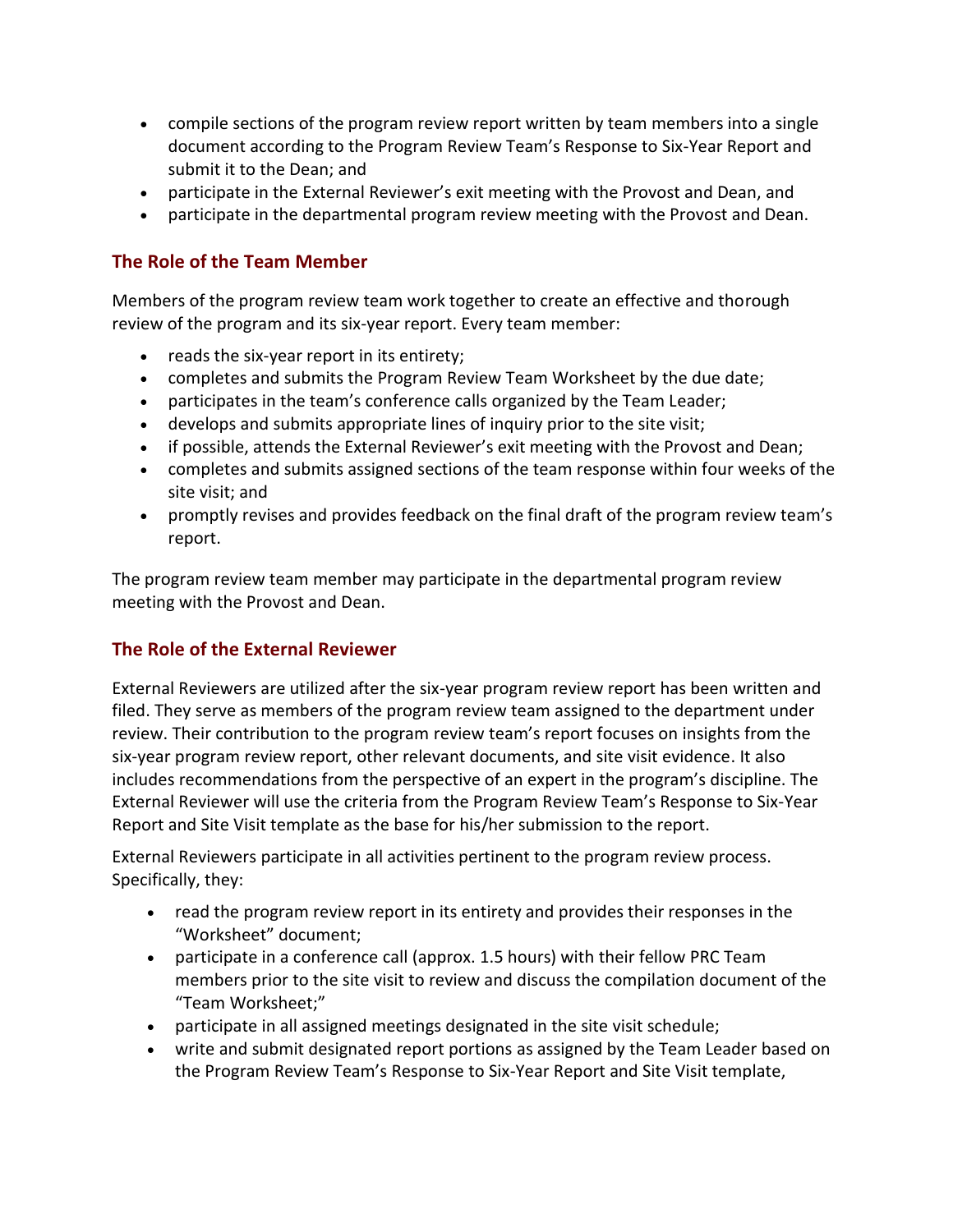- compile sections of the program review report written by team members into a single document according to the Program Review Team's Response to Six-Year Report and submit it to the Dean; and
- participate in the External Reviewer's exit meeting with the Provost and Dean, and
- participate in the departmental program review meeting with the Provost and Dean.

## The Role of the Team Member

Members of the program review team work together to create an effective and thorough review of the program and its six-year report. Every team member:

- reads the six-year report in its entirety;
- completes and submits the Program Review Team Worksheet by the due date;
- participates in the team's conference calls organized by the Team Leader;
- develops and submits appropriate lines of inquiry prior to the site visit;
- if possible, attends the External Reviewer's exit meeting with the Provost and Dean;
- completes and submits assigned sections of the team response within four weeks of the site visit; and
- promptly revises and provides feedback on the final draft of the program review team's report.

The program review team member may participate in the departmental program review meeting with the Provost and Dean.

## The Role of the External Reviewer

External Reviewers are utilized after the six-year program review report has been written and filed. They serve as members of the program review team assigned to the department under review. Their contribution to the program review team's report focuses on insights from the six-year program review report, other relevant documents, and site visit evidence. It also includes recommendations from the perspective of an expert in the program's discipline. The External Reviewer will use the criteria from the Program Review Team's Response to Six-Year Report and Site Visit template as the base for his/her submission to the report.

External Reviewers participate in all activities pertinent to the program review process. Specifically, they:

- read the program review report in its entirety and provides their responses in the "Worksheet" document;
- participate in a conference call (approx. 1.5 hours) with their fellow PRC Team members prior to the site visit to review and discuss the compilation document of the "Team Worksheet;"
- participate in all assigned meetings designated in the site visit schedule;
- write and submit designated report portions as assigned by the Team Leader based on the Program Review Team's Response to Six-Year Report and Site Visit template,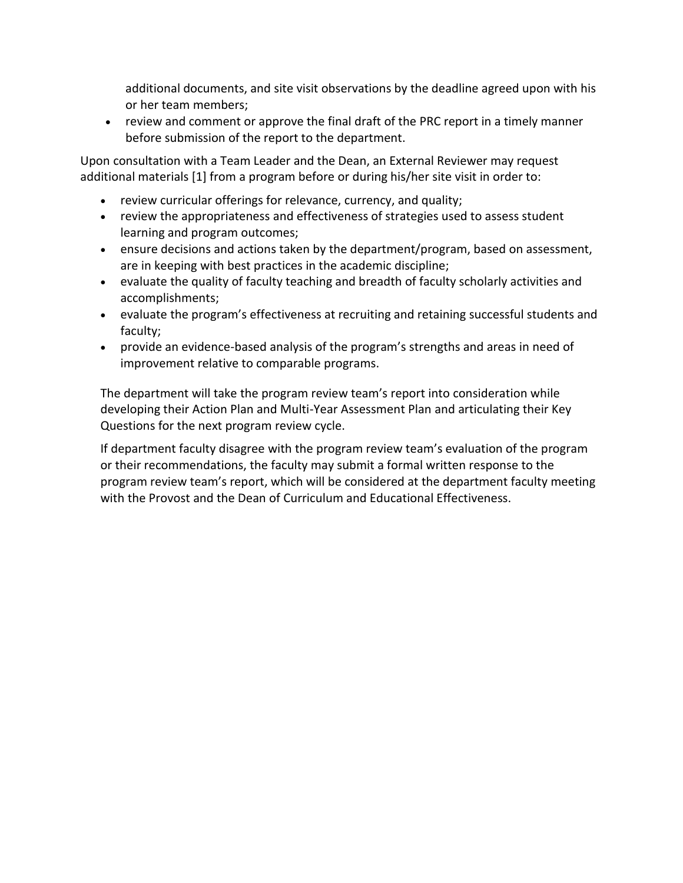additional documents, and site visit observations by the deadline agreed upon with his or her team members;

- review and comment or approve the final draft of the PRC report in a timely manner before submission of the report to the department.

Upon consultation with a Team Leader and the Dean, an External Reviewer may request additional materials [1] from a program before or during his/her site visit in order to:

- review curricular offerings for relevance, currency, and quality;
- review the appropriateness and effectiveness of strategies used to assess student learning and program outcomes;
- ensure decisions and actions taken by the department/program, based on assessment, are in keeping with best practices in the academic discipline;
- evaluate the quality of faculty teaching and breadth of faculty scholarly activities and accomplishments;
- evaluate the program's effectiveness at recruiting and retaining successful students and faculty;
- provide an evidence-based analysis of the program's strengths and areas in need of improvement relative to comparable programs.

The department will take the program review team's report into consideration while developing their Action Plan and Multi-Year Assessment Plan and articulating their Key Questions for the next program review cycle.

If department faculty disagree with the program review team's evaluation of the program or their recommendations, the faculty may submit a formal written response to the program review team's report, which will be considered at the department faculty meeting with the Provost and the Dean of Curriculum and Educational Effectiveness.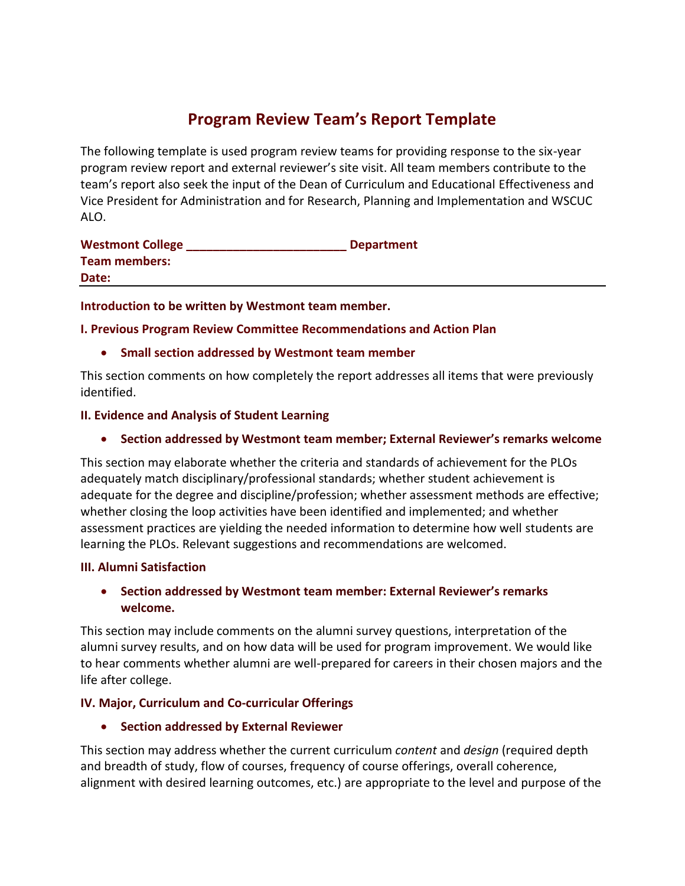# Program Review Team's Report Template

The following template is used program review teams for providing response to the six-year program review report and external reviewer's site visit. All team members contribute to the team's report also seek the input of the Dean of Curriculum and Educational Effectiveness and Vice President for Administration and for Research, Planning and Implementation and WSCUC ALO.

**Westmont College ________________________ Department**
**Team members:**
**Date:**

---

**Introduction to be written by Westmont team member.**

**I. Previous Program Review Committee Recommendations and Action Plan**

- **Small section addressed by Westmont team member**

This section comments on how completely the report addresses all items that were previously identified.

**II. Evidence and Analysis of Student Learning**

- **Section addressed by Westmont team member; External Reviewer's remarks welcome**

This section may elaborate whether the criteria and standards of achievement for the PLOs adequately match disciplinary/professional standards; whether student achievement is adequate for the degree and discipline/profession; whether assessment methods are effective; whether closing the loop activities have been identified and implemented; and whether assessment practices are yielding the needed information to determine how well students are learning the PLOs. Relevant suggestions and recommendations are welcomed.

**III. Alumni Satisfaction**

- **Section addressed by Westmont team member: External Reviewer's remarks welcome.**

This section may include comments on the alumni survey questions, interpretation of the alumni survey results, and on how data will be used for program improvement. We would like to hear comments whether alumni are well-prepared for careers in their chosen majors and the life after college.

**IV. Major, Curriculum and Co-curricular Offerings**

- **Section addressed by External Reviewer**

This section may address whether the current curriculum *content* and *design* (required depth and breadth of study, flow of courses, frequency of course offerings, overall coherence, alignment with desired learning outcomes, etc.) are appropriate to the level and purpose of the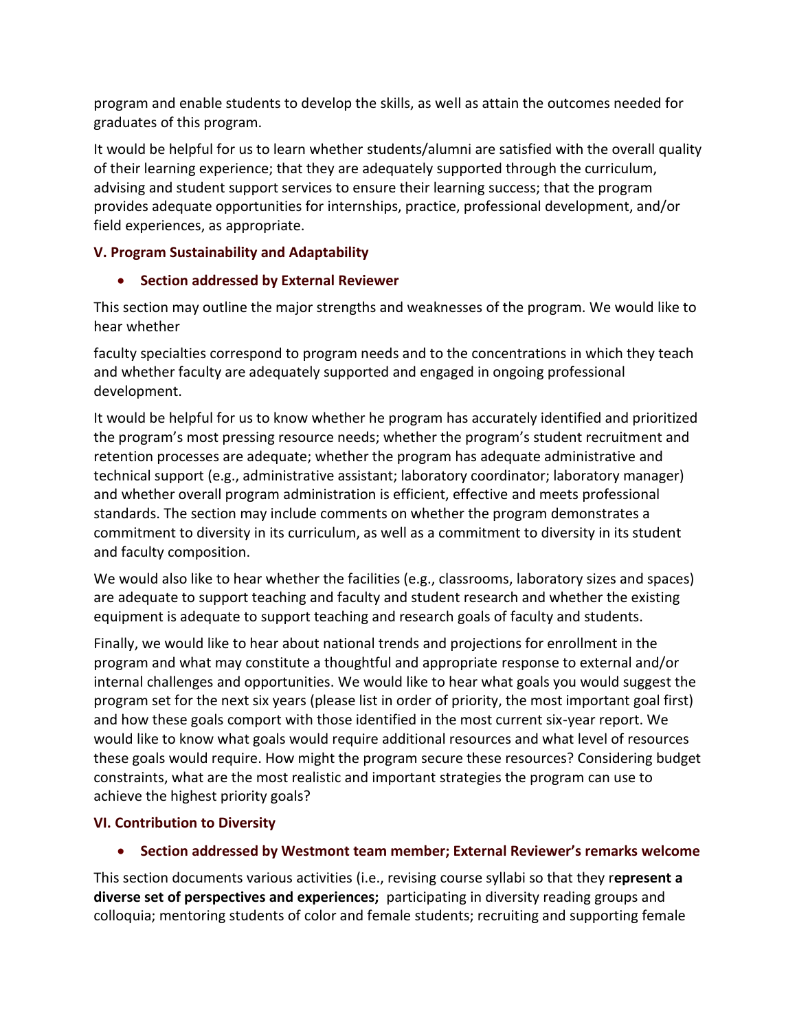program and enable students to develop the skills, as well as attain the outcomes needed for graduates of this program.

It would be helpful for us to learn whether students/alumni are satisfied with the overall quality of their learning experience; that they are adequately supported through the curriculum, advising and student support services to ensure their learning success; that the program provides adequate opportunities for internships, practice, professional development, and/or field experiences, as appropriate.

### V. Program Sustainability and Adaptability

- **Section addressed by External Reviewer**

This section may outline the major strengths and weaknesses of the program. We would like to hear whether

faculty specialties correspond to program needs and to the concentrations in which they teach and whether faculty are adequately supported and engaged in ongoing professional development.

It would be helpful for us to know whether he program has accurately identified and prioritized the program's most pressing resource needs; whether the program's student recruitment and retention processes are adequate; whether the program has adequate administrative and technical support (e.g., administrative assistant; laboratory coordinator; laboratory manager) and whether overall program administration is efficient, effective and meets professional standards. The section may include comments on whether the program demonstrates a commitment to diversity in its curriculum, as well as a commitment to diversity in its student and faculty composition.

We would also like to hear whether the facilities (e.g., classrooms, laboratory sizes and spaces) are adequate to support teaching and faculty and student research and whether the existing equipment is adequate to support teaching and research goals of faculty and students.

Finally, we would like to hear about national trends and projections for enrollment in the program and what may constitute a thoughtful and appropriate response to external and/or internal challenges and opportunities. We would like to hear what goals you would suggest the program set for the next six years (please list in order of priority, the most important goal first) and how these goals comport with those identified in the most current six-year report. We would like to know what goals would require additional resources and what level of resources these goals would require. How might the program secure these resources? Considering budget constraints, what are the most realistic and important strategies the program can use to achieve the highest priority goals?

### VI. Contribution to Diversity

- **Section addressed by Westmont team member; External Reviewer's remarks welcome**

This section documents various activities (i.e., revising course syllabi so that they r**epresent a diverse set of perspectives and experiences;** participating in diversity reading groups and colloquia; mentoring students of color and female students; recruiting and supporting female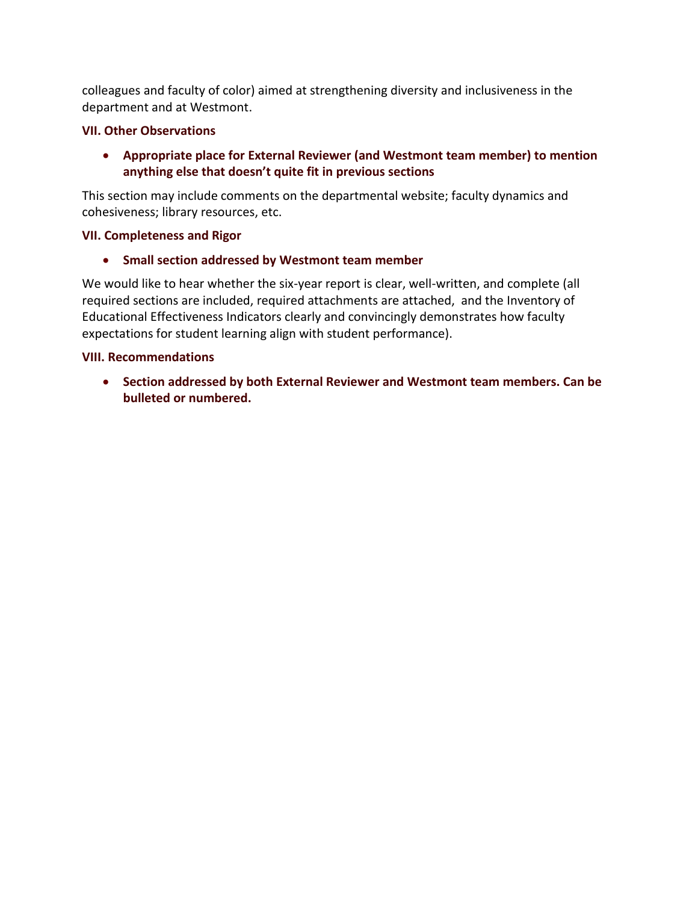colleagues and faculty of color) aimed at strengthening diversity and inclusiveness in the department and at Westmont.

### VII. Other Observations

- **Appropriate place for External Reviewer (and Westmont team member) to mention anything else that doesn't quite fit in previous sections**

This section may include comments on the departmental website; faculty dynamics and cohesiveness; library resources, etc.

### VII. Completeness and Rigor

- **Small section addressed by Westmont team member**

We would like to hear whether the six-year report is clear, well-written, and complete (all required sections are included, required attachments are attached, and the Inventory of Educational Effectiveness Indicators clearly and convincingly demonstrates how faculty expectations for student learning align with student performance).

### VIII. Recommendations

- **Section addressed by both External Reviewer and Westmont team members. Can be bulleted or numbered.**